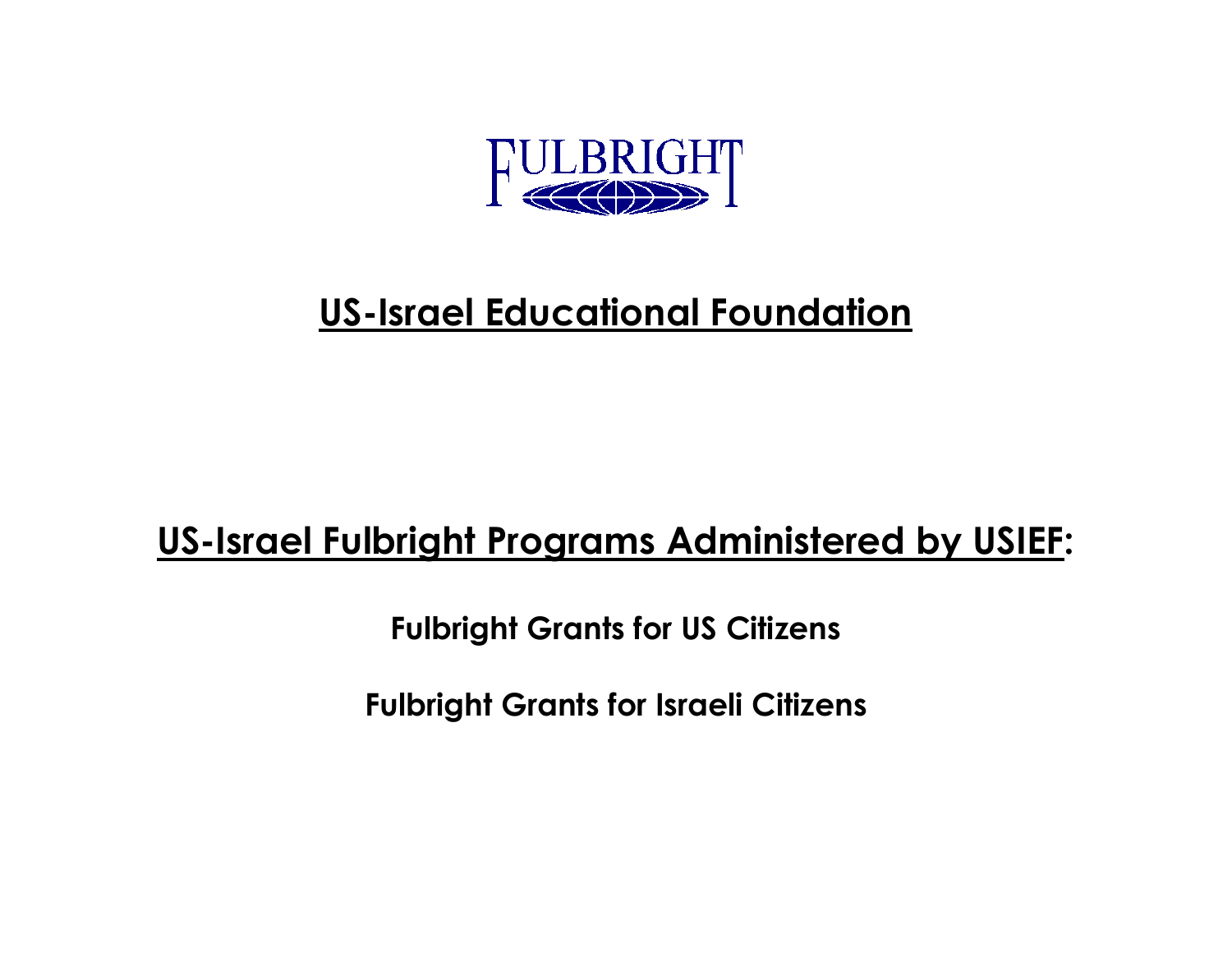FULBRIGHT

# US-Israel Educational Foundation

## US-Israel Fulbright Programs Administered by USIEF:

**Fulbright Grants for US Citizens**

**Fulbright Grants for Israeli Citizens**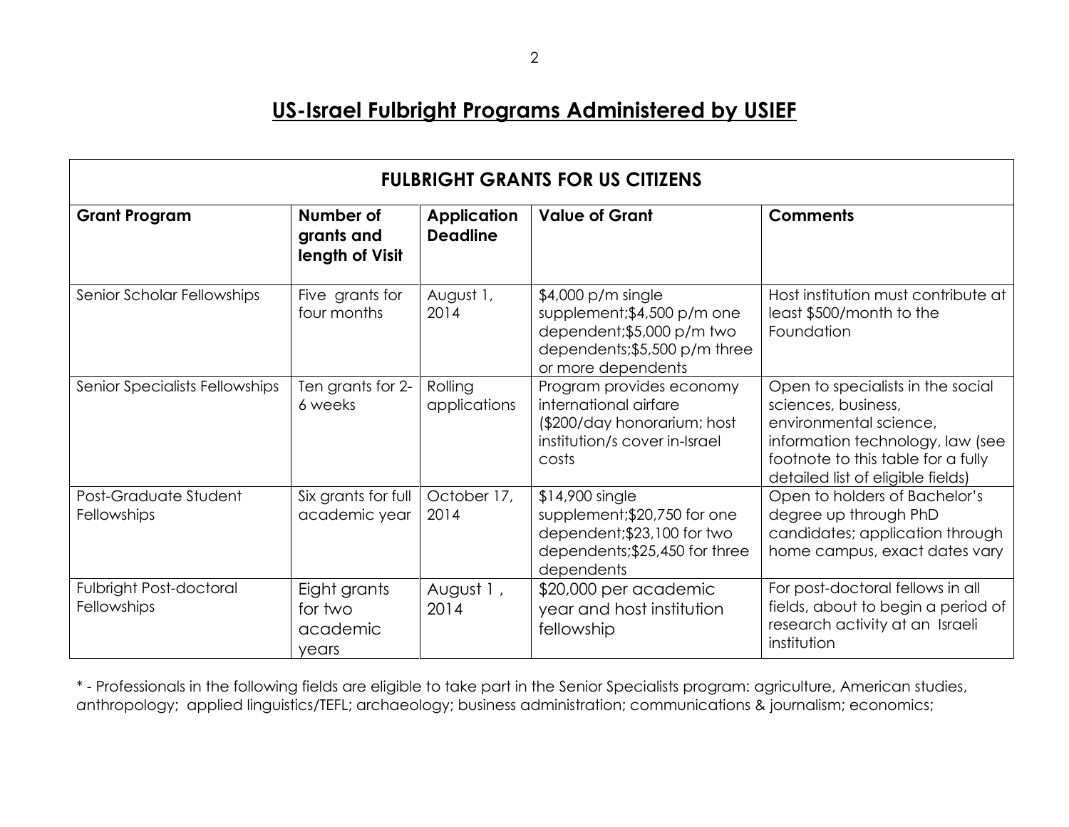# US-Israel Fulbright Programs Administered by USIEF

| FULBRIGHT GRANTS FOR US CITIZENS | | | | |
|---|---|---|---|---|
| **Grant Program** | **Number of grants and length of Visit** | **Application Deadline** | **Value of Grant** | **Comments** |
| Senior Scholar Fellowships | Five grants for four months | August 1, 2014 | $4,000 p/m single supplement;$4,500 p/m one dependent;$5,000 p/m two dependents;$5,500 p/m three or more dependents | Host institution must contribute at least $500/month to the Foundation |
| Senior Specialists Fellowships | Ten grants for 2-6 weeks | Rolling applications | Program provides economy international airfare ($200/day honorarium; host institution/s cover in-Israel costs | Open to specialists in the social sciences, business, environmental science, information technology, law (see footnote to this table for a fully detailed list of eligible fields) |
| Post-Graduate Student Fellowships | Six grants for full academic year | October 17, 2014 | $14,900 single supplement;$20,750 for one dependent;$23,100 for two dependents;$25,450 for three dependents | Open to holders of Bachelor's degree up through PhD candidates; application through home campus, exact dates vary |
| Fulbright Post-doctoral Fellowships | Eight grants for two academic years | August 1 , 2014 | $20,000 per academic year and host institution fellowship | For post-doctoral fellows in all fields, about to begin a period of research activity at an Israeli institution |

* - Professionals in the following fields are eligible to take part in the Senior Specialists program: agriculture, American studies, anthropology; applied linguistics/TEFL; archaeology; business administration; communications & journalism; economics;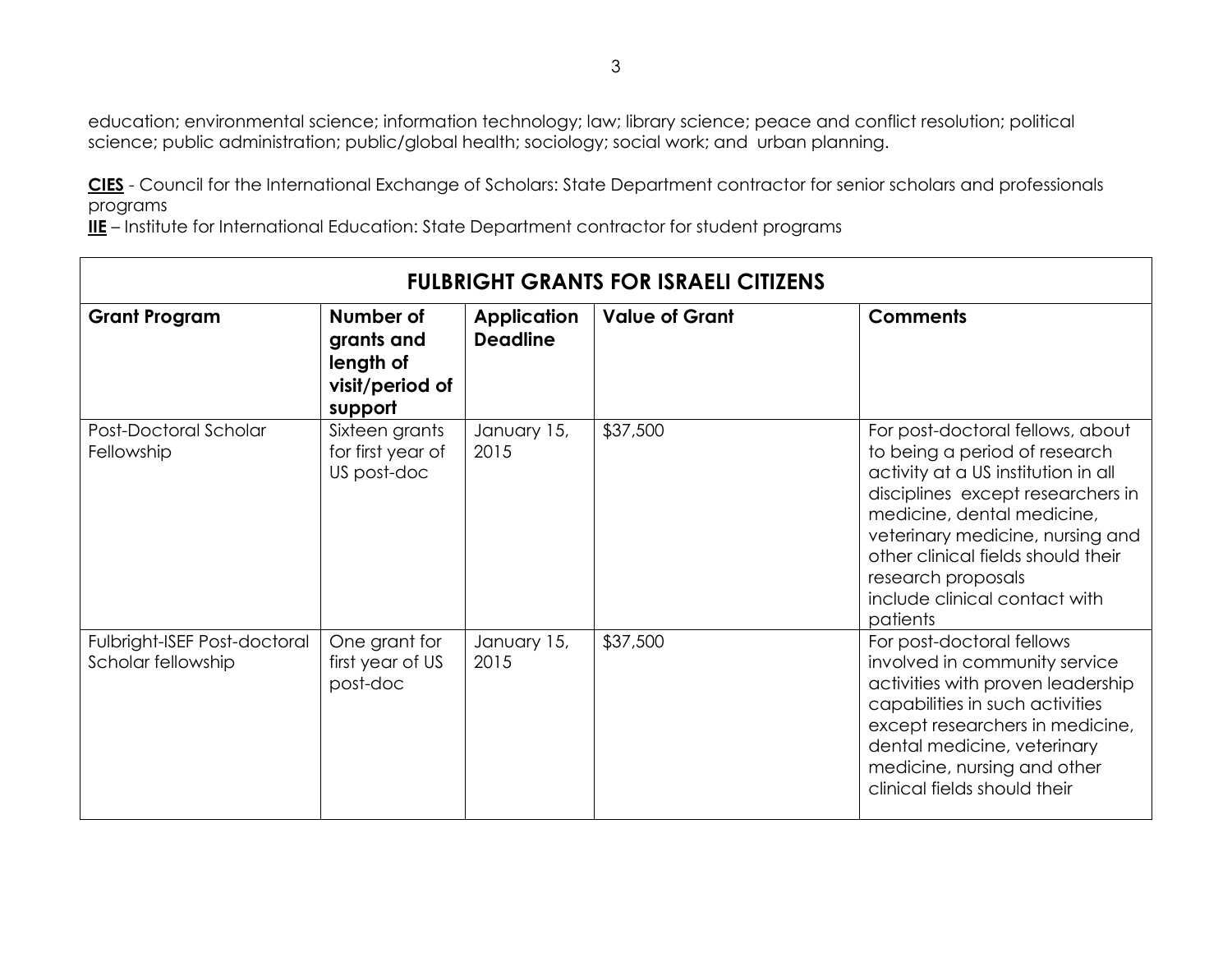education; environmental science; information technology; law; library science; peace and conflict resolution; political science; public administration; public/global health; sociology; social work; and urban planning.

**CIES** - Council for the International Exchange of Scholars: State Department contractor for senior scholars and professionals programs

**IIE** – Institute for International Education: State Department contractor for student programs

| **FULBRIGHT GRANTS FOR ISRAELI CITIZENS** | | | | |
|---|---|---|---|---|
| **Grant Program** | **Number of grants and length of visit/period of support** | **Application Deadline** | **Value of Grant** | **Comments** |
| Post-Doctoral Scholar Fellowship | Sixteen grants for first year of US post-doc | January 15, 2015 | $37,500 | For post-doctoral fellows, about to being a period of research activity at a US institution in all disciplines except researchers in medicine, dental medicine, veterinary medicine, nursing and other clinical fields should their research proposals include clinical contact with patients |
| Fulbright-ISEF Post-doctoral Scholar fellowship | One grant for first year of US post-doc | January 15, 2015 | $37,500 | For post-doctoral fellows involved in community service activities with proven leadership capabilities in such activities except researchers in medicine, dental medicine, veterinary medicine, nursing and other clinical fields should their |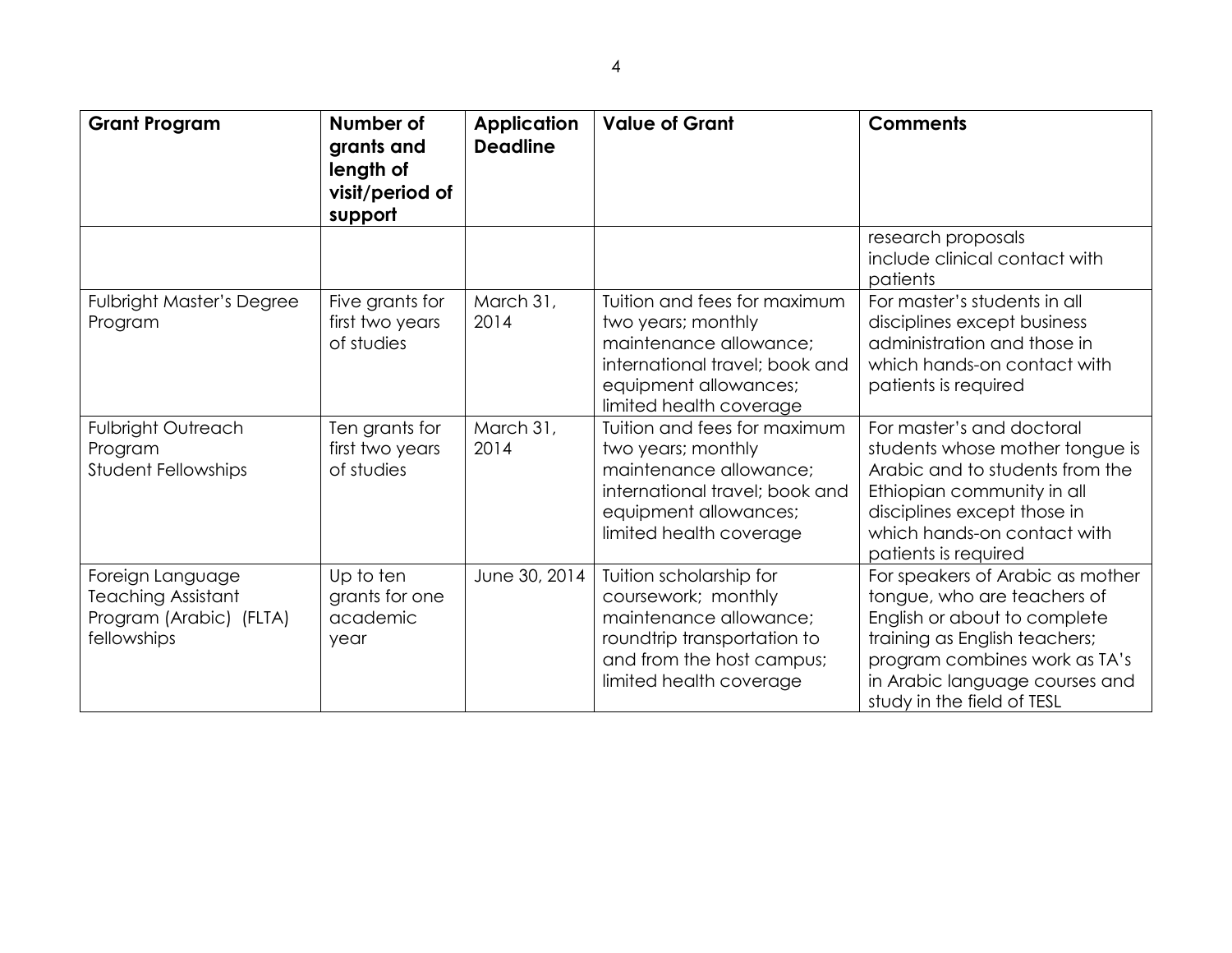| Grant Program | Number of grants and length of visit/period of support | Application Deadline | Value of Grant | Comments |
|---|---|---|---|---|
| | | | | research proposals include clinical contact with patients |
| Fulbright Master's Degree Program | Five grants for first two years of studies | March 31, 2014 | Tuition and fees for maximum two years; monthly maintenance allowance; international travel; book and equipment allowances; limited health coverage | For master's students in all disciplines except business administration and those in which hands-on contact with patients is required |
| Fulbright Outreach Program Student Fellowships | Ten grants for first two years of studies | March 31, 2014 | Tuition and fees for maximum two years; monthly maintenance allowance; international travel; book and equipment allowances; limited health coverage | For master's and doctoral students whose mother tongue is Arabic and to students from the Ethiopian community in all disciplines except those in which hands-on contact with patients is required |
| Foreign Language Teaching Assistant Program (Arabic) (FLTA) fellowships | Up to ten grants for one academic year | June 30, 2014 | Tuition scholarship for coursework; monthly maintenance allowance; roundtrip transportation to and from the host campus; limited health coverage | For speakers of Arabic as mother tongue, who are teachers of English or about to complete training as English teachers; program combines work as TA's in Arabic language courses and study in the field of TESL |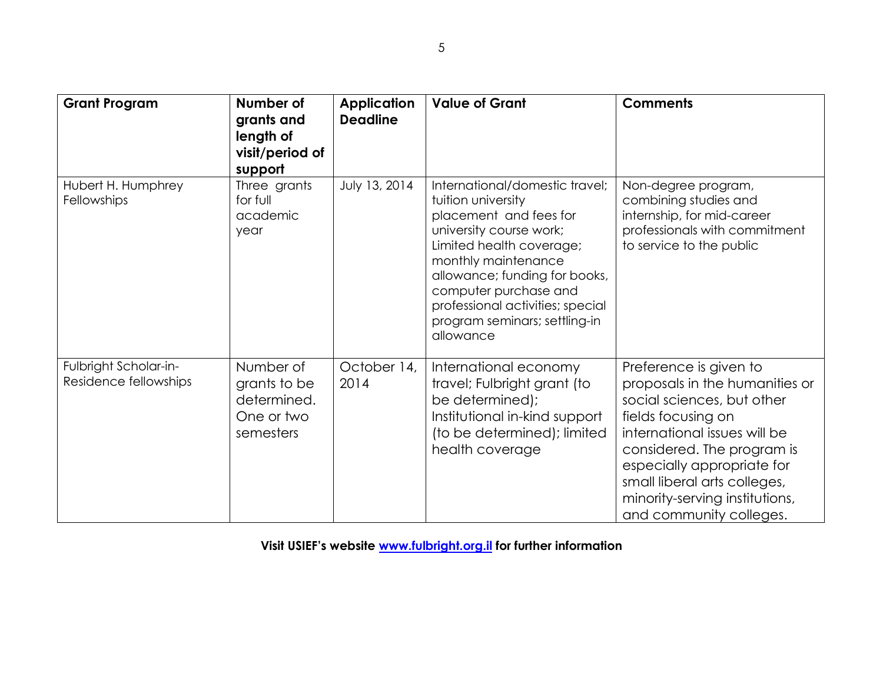| Grant Program | Number of grants and length of visit/period of support | Application Deadline | Value of Grant | Comments |
|---|---|---|---|---|
| Hubert H. Humphrey Fellowships | Three grants for full academic year | July 13, 2014 | International/domestic travel; tuition university placement and fees for university course work; Limited health coverage; monthly maintenance allowance; funding for books, computer purchase and professional activities; special program seminars; settling-in allowance | Non-degree program, combining studies and internship, for mid-career professionals with commitment to service to the public |
| Fulbright Scholar-in-Residence fellowships | Number of grants to be determined. One or two semesters | October 14, 2014 | International economy travel; Fulbright grant (to be determined); Institutional in-kind support (to be determined); limited health coverage | Preference is given to proposals in the humanities or social sciences, but other fields focusing on international issues will be considered. The program is especially appropriate for small liberal arts colleges, minority-serving institutions, and community colleges. |

**Visit USIEF's website [www.fulbright.org.il](http://www.fulbright.org.il) for further information**